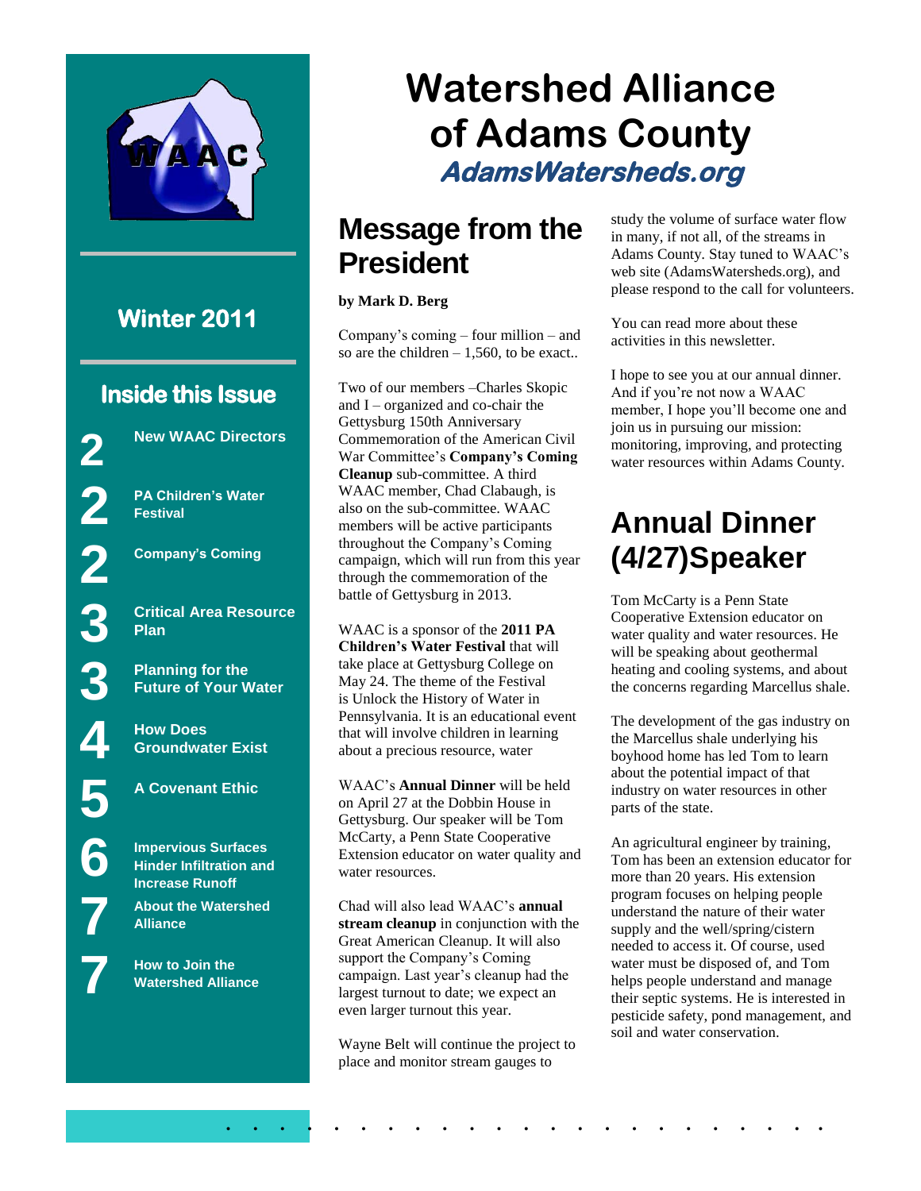# Watershed Alliance of Adams County

***AdamsWatersheds.org***

**Winter 2011**

## Inside this Issue

- 2 New WAAC Directors
- 2 PA Children's Water Festival
- 2 Company's Coming
- 3 Critical Area Resource Plan
- 3 Planning for the Future of Your Water
- 4 How Does Groundwater Exist
- 5 A Covenant Ethic
- 6 Impervious Surfaces Hinder Infiltration and Increase Runoff
- 7 About the Watershed Alliance
- 7 How to Join the Watershed Alliance

## Message from the President

**by Mark D. Berg**

Company's coming – four million – and so are the children – 1,560, to be exact..

Two of our members –Charles Skopic and I – organized and co-chair the Gettysburg 150th Anniversary Commemoration of the American Civil War Committee's **Company's Coming Cleanup** sub-committee. A third WAAC member, Chad Clabaugh, is also on the sub-committee. WAAC members will be active participants throughout the Company's Coming campaign, which will run from this year through the commemoration of the battle of Gettysburg in 2013.

WAAC is a sponsor of the **2011 PA Children's Water Festival** that will take place at Gettysburg College on May 24. The theme of the Festival is Unlock the History of Water in Pennsylvania. It is an educational event that will involve children in learning about a precious resource, water

WAAC's **Annual Dinner** will be held on April 27 at the Dobbin House in Gettysburg. Our speaker will be Tom McCarty, a Penn State Cooperative Extension educator on water quality and water resources.

Chad will also lead WAAC's **annual stream cleanup** in conjunction with the Great American Cleanup. It will also support the Company's Coming campaign. Last year's cleanup had the largest turnout to date; we expect an even larger turnout this year.

Wayne Belt will continue the project to place and monitor stream gauges to study the volume of surface water flow in many, if not all, of the streams in Adams County. Stay tuned to WAAC's web site (AdamsWatersheds.org), and please respond to the call for volunteers.

You can read more about these activities in this newsletter.

I hope to see you at our annual dinner. And if you're not now a WAAC member, I hope you'll become one and join us in pursuing our mission: monitoring, improving, and protecting water resources within Adams County.

## Annual Dinner (4/27)Speaker

Tom McCarty is a Penn State Cooperative Extension educator on water quality and water resources. He will be speaking about geothermal heating and cooling systems, and about the concerns regarding Marcellus shale.

The development of the gas industry on the Marcellus shale underlying his boyhood home has led Tom to learn about the potential impact of that industry on water resources in other parts of the state.

An agricultural engineer by training, Tom has been an extension educator for more than 20 years. His extension program focuses on helping people understand the nature of their water supply and the well/spring/cistern needed to access it. Of course, used water must be disposed of, and Tom helps people understand and manage their septic systems. He is interested in pesticide safety, pond management, and soil and water conservation.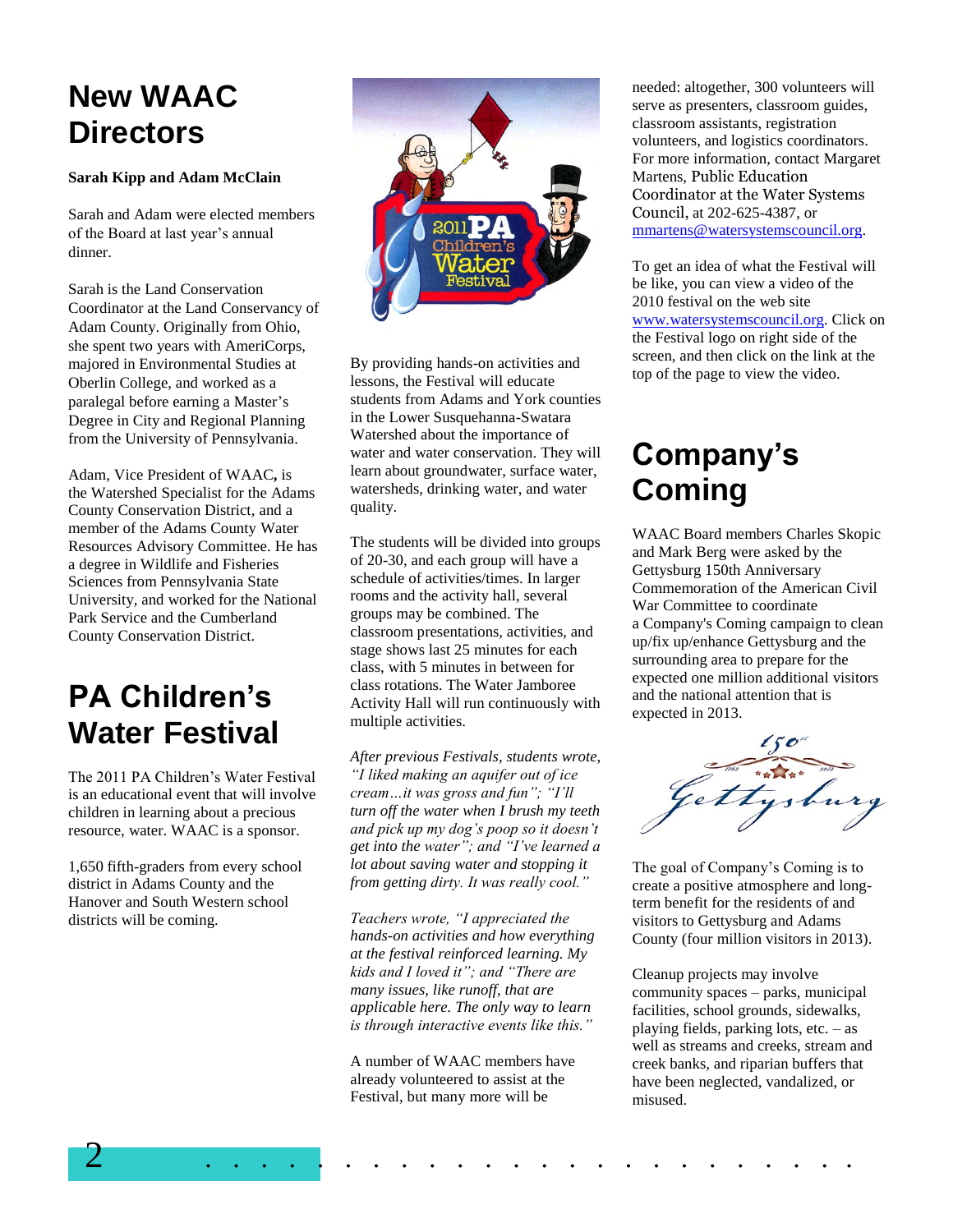## New WAAC Directors

**Sarah Kipp and Adam McClain**

Sarah and Adam were elected members of the Board at last year's annual dinner.

Sarah is the Land Conservation Coordinator at the Land Conservancy of Adam County. Originally from Ohio, she spent two years with AmeriCorps, majored in Environmental Studies at Oberlin College, and worked as a paralegal before earning a Master's Degree in City and Regional Planning from the University of Pennsylvania.

Adam, Vice President of WAAC, is the Watershed Specialist for the Adams County Conservation District, and a member of the Adams County Water Resources Advisory Committee. He has a degree in Wildlife and Fisheries Sciences from Pennsylvania State University, and worked for the National Park Service and the Cumberland County Conservation District.

## PA Children's Water Festival

The 2011 PA Children's Water Festival is an educational event that will involve children in learning about a precious resource, water. WAAC is a sponsor.

1,650 fifth-graders from every school district in Adams County and the Hanover and South Western school districts will be coming.

By providing hands-on activities and lessons, the Festival will educate students from Adams and York counties in the Lower Susquehanna-Swatara Watershed about the importance of water and water conservation. They will learn about groundwater, surface water, watersheds, drinking water, and water quality.

The students will be divided into groups of 20-30, and each group will have a schedule of activities/times. In larger rooms and the activity hall, several groups may be combined. The classroom presentations, activities, and stage shows last 25 minutes for each class, with 5 minutes in between for class rotations. The Water Jamboree Activity Hall will run continuously with multiple activities.

*After previous Festivals, students wrote, "I liked making an aquifer out of ice cream…it was gross and fun"; "I'll turn off the water when I brush my teeth and pick up my dog's poop so it doesn't get into the water"; and "I've learned a lot about saving water and stopping it from getting dirty. It was really cool."*

*Teachers wrote, "I appreciated the hands-on activities and how everything at the festival reinforced learning. My kids and I loved it"; and "There are many issues, like runoff, that are applicable here. The only way to learn is through interactive events like this."*

A number of WAAC members have already volunteered to assist at the Festival, but many more will be needed: altogether, 300 volunteers will serve as presenters, classroom guides, classroom assistants, registration volunteers, and logistics coordinators. For more information, contact Margaret Martens, Public Education Coordinator at the Water Systems Council, at 202-625-4387, or mmartens@watersystemscouncil.org.

To get an idea of what the Festival will be like, you can view a video of the 2010 festival on the web site www.watersystemscouncil.org. Click on the Festival logo on right side of the screen, and then click on the link at the top of the page to view the video.

## Company's Coming

WAAC Board members Charles Skopic and Mark Berg were asked by the Gettysburg 150th Anniversary Commemoration of the American Civil War Committee to coordinate a Company's Coming campaign to clean up/fix up/enhance Gettysburg and the surrounding area to prepare for the expected one million additional visitors and the national attention that is expected in 2013.

The goal of Company's Coming is to create a positive atmosphere and long-term benefit for the residents of and visitors to Gettysburg and Adams County (four million visitors in 2013).

Cleanup projects may involve community spaces – parks, municipal facilities, school grounds, sidewalks, playing fields, parking lots, etc. – as well as streams and creeks, stream and creek banks, and riparian buffers that have been neglected, vandalized, or misused.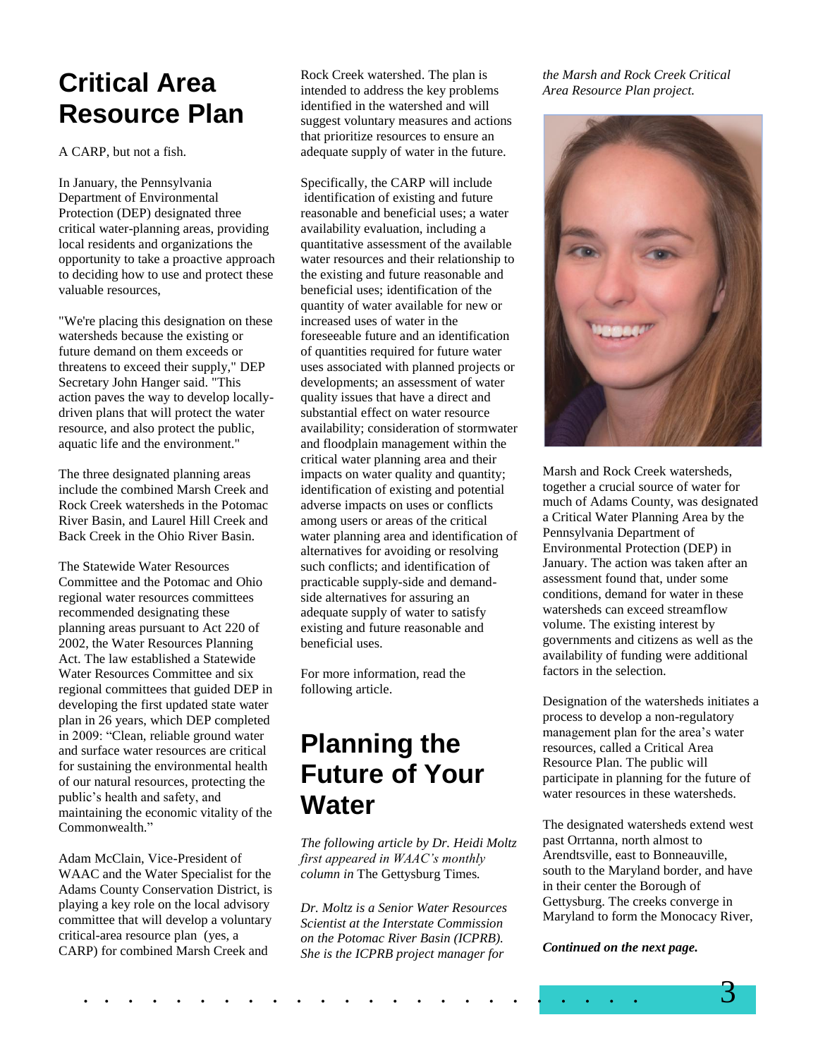# Critical Area Resource Plan

A CARP, but not a fish.

In January, the Pennsylvania Department of Environmental Protection (DEP) designated three critical water-planning areas, providing local residents and organizations the opportunity to take a proactive approach to deciding how to use and protect these valuable resources,

"We're placing this designation on these watersheds because the existing or future demand on them exceeds or threatens to exceed their supply," DEP Secretary John Hanger said. "This action paves the way to develop locally-driven plans that will protect the water resource, and also protect the public, aquatic life and the environment."

The three designated planning areas include the combined Marsh Creek and Rock Creek watersheds in the Potomac River Basin, and Laurel Hill Creek and Back Creek in the Ohio River Basin.

The Statewide Water Resources Committee and the Potomac and Ohio regional water resources committees recommended designating these planning areas pursuant to Act 220 of 2002, the Water Resources Planning Act. The law established a Statewide Water Resources Committee and six regional committees that guided DEP in developing the first updated state water plan in 26 years, which DEP completed in 2009: "Clean, reliable ground water and surface water resources are critical for sustaining the environmental health of our natural resources, protecting the public's health and safety, and maintaining the economic vitality of the Commonwealth."

Adam McClain, Vice-President of WAAC and the Water Specialist for the Adams County Conservation District, is playing a key role on the local advisory committee that will develop a voluntary critical-area resource plan (yes, a CARP) for combined Marsh Creek and Rock Creek watershed. The plan is intended to address the key problems identified in the watershed and will suggest voluntary measures and actions that prioritize resources to ensure an adequate supply of water in the future.

Specifically, the CARP will include identification of existing and future reasonable and beneficial uses; a water availability evaluation, including a quantitative assessment of the available water resources and their relationship to the existing and future reasonable and beneficial uses; identification of the quantity of water available for new or increased uses of water in the foreseeable future and an identification of quantities required for future water uses associated with planned projects or developments; an assessment of water quality issues that have a direct and substantial effect on water resource availability; consideration of stormwater and floodplain management within the critical water planning area and their impacts on water quality and quantity; identification of existing and potential adverse impacts on uses or conflicts among users or areas of the critical water planning area and identification of alternatives for avoiding or resolving such conflicts; and identification of practicable supply-side and demand-side alternatives for assuring an adequate supply of water to satisfy existing and future reasonable and beneficial uses.

For more information, read the following article.

# Planning the Future of Your Water

*The following article by Dr. Heidi Moltz first appeared in WAAC's monthly column in* The Gettysburg Times*.*

*Dr. Moltz is a Senior Water Resources Scientist at the Interstate Commission on the Potomac River Basin (ICPRB). She is the ICPRB project manager for the Marsh and Rock Creek Critical Area Resource Plan project.*

Marsh and Rock Creek watersheds, together a crucial source of water for much of Adams County, was designated a Critical Water Planning Area by the Pennsylvania Department of Environmental Protection (DEP) in January. The action was taken after an assessment found that, under some conditions, demand for water in these watersheds can exceed streamflow volume. The existing interest by governments and citizens as well as the availability of funding were additional factors in the selection.

Designation of the watersheds initiates a process to develop a non-regulatory management plan for the area's water resources, called a Critical Area Resource Plan. The public will participate in planning for the future of water resources in these watersheds.

The designated watersheds extend west past Orrtanna, north almost to Arendtsville, east to Bonneauville, south to the Maryland border, and have in their center the Borough of Gettysburg. The creeks converge in Maryland to form the Monocacy River,

***Continued on the next page.***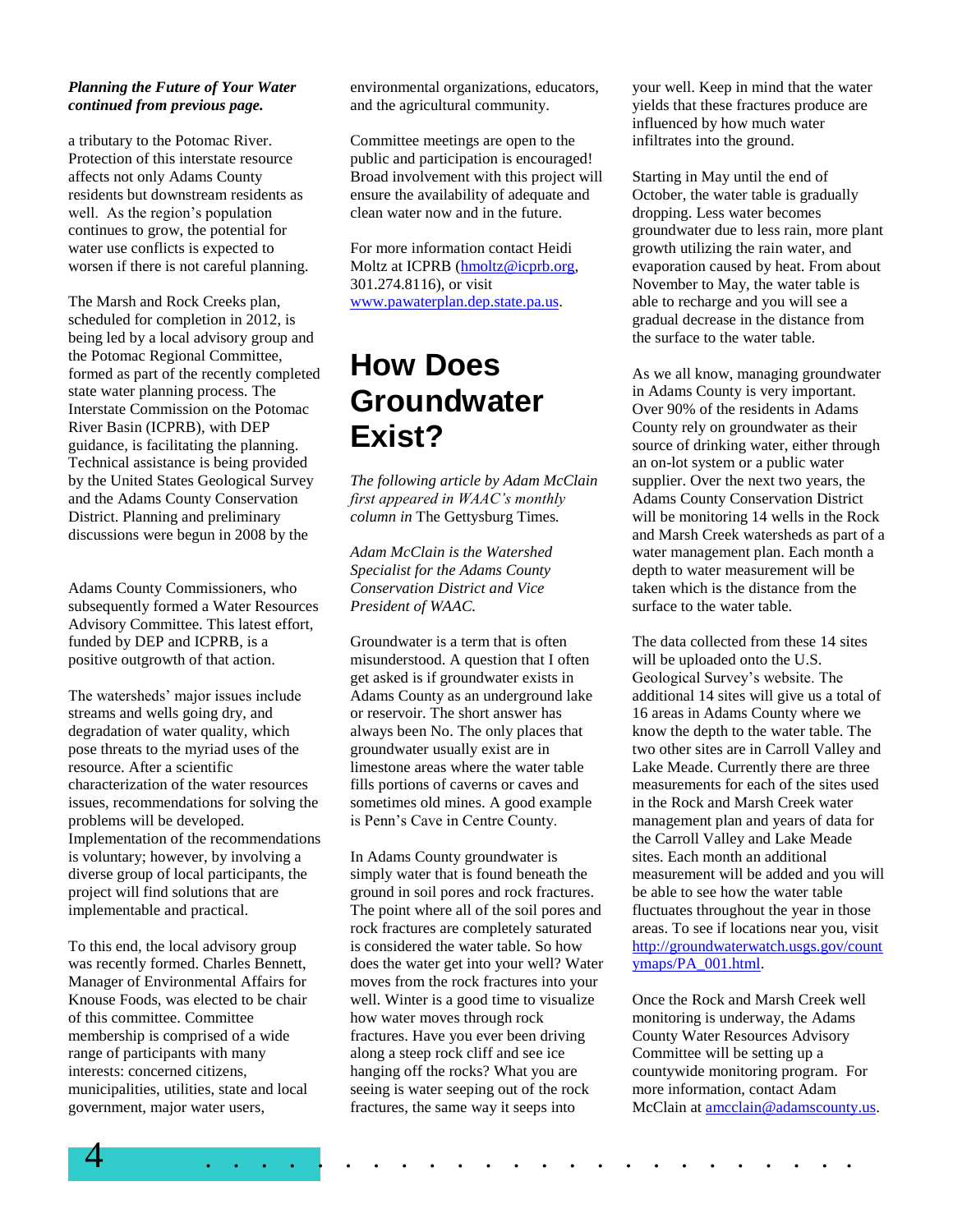***Planning the Future of Your Water continued from previous page.***

a tributary to the Potomac River. Protection of this interstate resource affects not only Adams County residents but downstream residents as well. As the region's population continues to grow, the potential for water use conflicts is expected to worsen if there is not careful planning.

The Marsh and Rock Creeks plan, scheduled for completion in 2012, is being led by a local advisory group and the Potomac Regional Committee, formed as part of the recently completed state water planning process. The Interstate Commission on the Potomac River Basin (ICPRB), with DEP guidance, is facilitating the planning. Technical assistance is being provided by the United States Geological Survey and the Adams County Conservation District. Planning and preliminary discussions were begun in 2008 by the Adams County Commissioners, who subsequently formed a Water Resources Advisory Committee. This latest effort, funded by DEP and ICPRB, is a positive outgrowth of that action.

The watersheds' major issues include streams and wells going dry, and degradation of water quality, which pose threats to the myriad uses of the resource. After a scientific characterization of the water resources issues, recommendations for solving the problems will be developed. Implementation of the recommendations is voluntary; however, by involving a diverse group of local participants, the project will find solutions that are implementable and practical.

To this end, the local advisory group was recently formed. Charles Bennett, Manager of Environmental Affairs for Knouse Foods, was elected to be chair of this committee. Committee membership is comprised of a wide range of participants with many interests: concerned citizens, municipalities, utilities, state and local government, major water users, environmental organizations, educators, and the agricultural community.

Committee meetings are open to the public and participation is encouraged! Broad involvement with this project will ensure the availability of adequate and clean water now and in the future.

For more information contact Heidi Moltz at ICPRB (hmoltz@icprb.org, 301.274.8116), or visit www.pawaterplan.dep.state.pa.us.

# How Does Groundwater Exist?

*The following article by Adam McClain first appeared in WAAC's monthly column in* The Gettysburg Times*.*

*Adam McClain is the Watershed Specialist for the Adams County Conservation District and Vice President of WAAC.*

Groundwater is a term that is often misunderstood. A question that I often get asked is if groundwater exists in Adams County as an underground lake or reservoir. The short answer has always been No. The only places that groundwater usually exist are in limestone areas where the water table fills portions of caverns or caves and sometimes old mines. A good example is Penn's Cave in Centre County.

In Adams County groundwater is simply water that is found beneath the ground in soil pores and rock fractures. The point where all of the soil pores and rock fractures are completely saturated is considered the water table. So how does the water get into your well? Water moves from the rock fractures into your well. Winter is a good time to visualize how water moves through rock fractures. Have you ever been driving along a steep rock cliff and see ice hanging off the rocks? What you are seeing is water seeping out of the rock fractures, the same way it seeps into your well. Keep in mind that the water yields that these fractures produce are influenced by how much water infiltrates into the ground.

Starting in May until the end of October, the water table is gradually dropping. Less water becomes groundwater due to less rain, more plant growth utilizing the rain water, and evaporation caused by heat. From about November to May, the water table is able to recharge and you will see a gradual decrease in the distance from the surface to the water table.

As we all know, managing groundwater in Adams County is very important. Over 90% of the residents in Adams County rely on groundwater as their source of drinking water, either through an on-lot system or a public water supplier. Over the next two years, the Adams County Conservation District will be monitoring 14 wells in the Rock and Marsh Creek watersheds as part of a water management plan. Each month a depth to water measurement will be taken which is the distance from the surface to the water table.

The data collected from these 14 sites will be uploaded onto the U.S. Geological Survey's website. The additional 14 sites will give us a total of 16 areas in Adams County where we know the depth to the water table. The two other sites are in Carroll Valley and Lake Meade. Currently there are three measurements for each of the sites used in the Rock and Marsh Creek water management plan and years of data for the Carroll Valley and Lake Meade sites. Each month an additional measurement will be added and you will be able to see how the water table fluctuates throughout the year in those areas. To see if locations near you, visit http://groundwaterwatch.usgs.gov/countymaps/PA_001.html.

Once the Rock and Marsh Creek well monitoring is underway, the Adams County Water Resources Advisory Committee will be setting up a countywide monitoring program. For more information, contact Adam McClain at amcclain@adamscounty.us.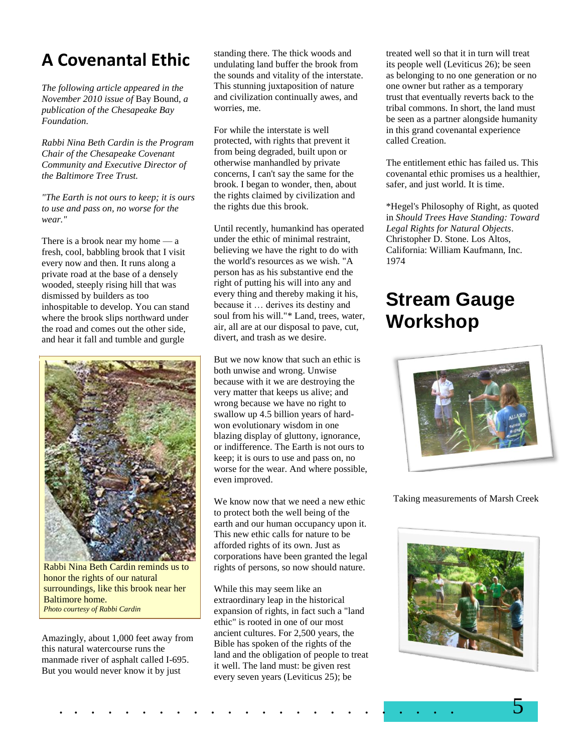# A Covenantal Ethic

*The following article appeared in the November 2010 issue of* Bay Bound, *a publication of the Chesapeake Bay Foundation.*

*Rabbi Nina Beth Cardin is the Program Chair of the Chesapeake Covenant Community and Executive Director of the Baltimore Tree Trust.*

*"The Earth is not ours to keep; it is ours to use and pass on, no worse for the wear."*

There is a brook near my home — a fresh, cool, babbling brook that I visit every now and then. It runs along a private road at the base of a densely wooded, steeply rising hill that was dismissed by builders as too inhospitable to develop. You can stand where the brook slips northward under the road and comes out the other side, and hear it fall and tumble and gurgle

Rabbi Nina Beth Cardin reminds us to honor the rights of our natural surroundings, like this brook near her Baltimore home.
*Photo courtesy of Rabbi Cardin*

Amazingly, about 1,000 feet away from this natural watercourse runs the manmade river of asphalt called I-695. But you would never know it by just standing there. The thick woods and undulating land buffer the brook from the sounds and vitality of the interstate. This stunning juxtaposition of nature and civilization continually awes, and worries, me.

For while the interstate is well protected, with rights that prevent it from being degraded, built upon or otherwise manhandled by private concerns, I can't say the same for the brook. I began to wonder, then, about the rights claimed by civilization and the rights due this brook.

Until recently, humankind has operated under the ethic of minimal restraint, believing we have the right to do with the world's resources as we wish. "A person has as his substantive end the right of putting his will into any and every thing and thereby making it his, because it … derives its destiny and soul from his will."* Land, trees, water, air, all are at our disposal to pave, cut, divert, and trash as we desire.

But we now know that such an ethic is both unwise and wrong. Unwise because with it we are destroying the very matter that keeps us alive; and wrong because we have no right to swallow up 4.5 billion years of hard-won evolutionary wisdom in one blazing display of gluttony, ignorance, or indifference. The Earth is not ours to keep; it is ours to use and pass on, no worse for the wear. And where possible, even improved.

We know now that we need a new ethic to protect both the well being of the earth and our human occupancy upon it. This new ethic calls for nature to be afforded rights of its own. Just as corporations have been granted the legal rights of persons, so now should nature.

While this may seem like an extraordinary leap in the historical expansion of rights, in fact such a "land ethic" is rooted in one of our most ancient cultures. For 2,500 years, the Bible has spoken of the rights of the land and the obligation of people to treat it well. The land must: be given rest every seven years (Leviticus 25); be treated well so that it in turn will treat its people well (Leviticus 26); be seen as belonging to no one generation or no one owner but rather as a temporary trust that eventually reverts back to the tribal commons. In short, the land must be seen as a partner alongside humanity in this grand covenantal experience called Creation.

The entitlement ethic has failed us. This covenantal ethic promises us a healthier, safer, and just world. It is time.

*Hegel's Philosophy of Right, as quoted in *Should Trees Have Standing: Toward Legal Rights for Natural Objects*. Christopher D. Stone. Los Altos, California: William Kaufmann, Inc. 1974

# Stream Gauge Workshop

Taking measurements of Marsh Creek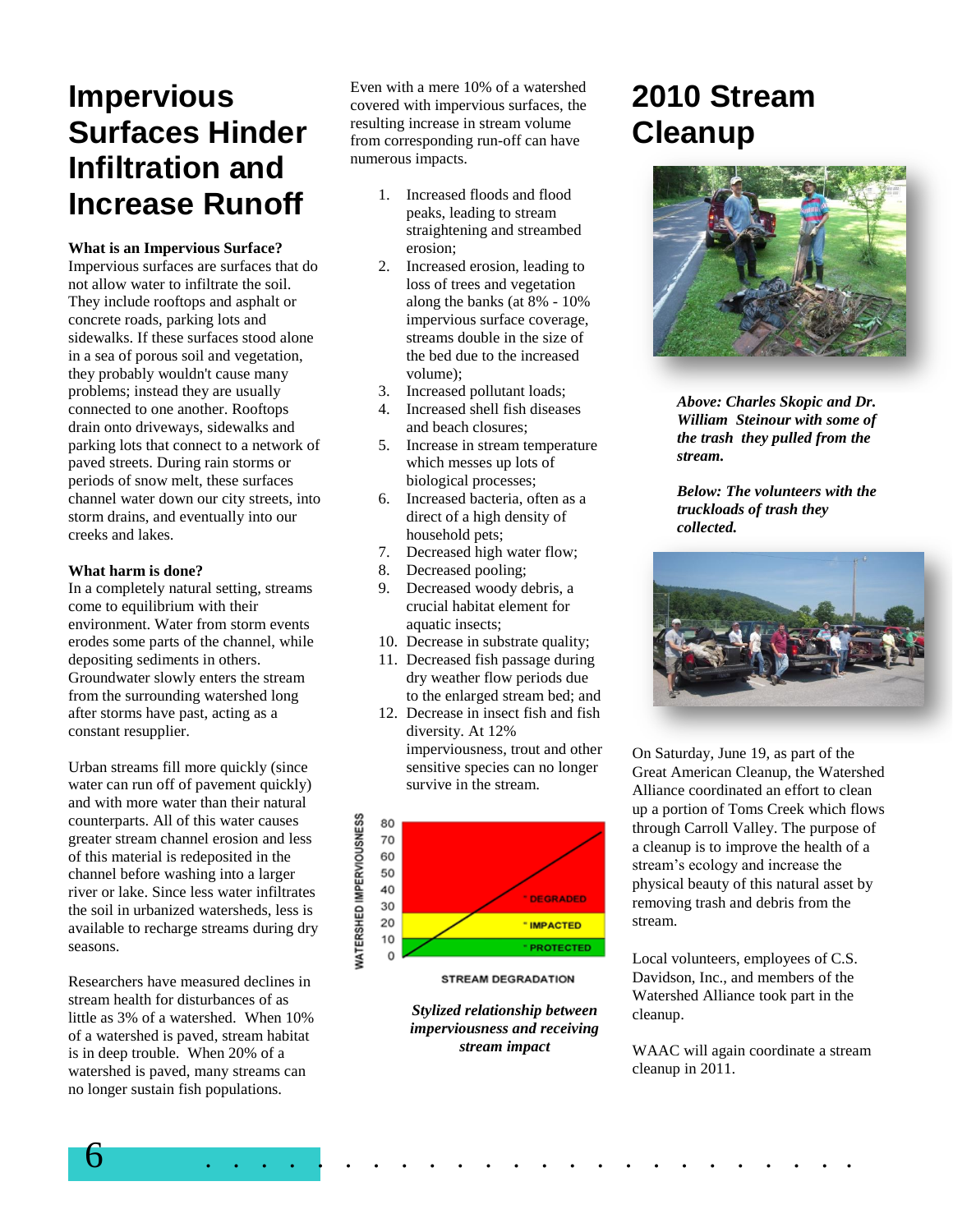# Impervious Surfaces Hinder Infiltration and Increase Runoff

**What is an Impervious Surface?**
Impervious surfaces are surfaces that do not allow water to infiltrate the soil. They include rooftops and asphalt or concrete roads, parking lots and sidewalks. If these surfaces stood alone in a sea of porous soil and vegetation, they probably wouldn't cause many problems; instead they are usually connected to one another. Rooftops drain onto driveways, sidewalks and parking lots that connect to a network of paved streets. During rain storms or periods of snow melt, these surfaces channel water down our city streets, into storm drains, and eventually into our creeks and lakes.

**What harm is done?**
In a completely natural setting, streams come to equilibrium with their environment. Water from storm events erodes some parts of the channel, while depositing sediments in others. Groundwater slowly enters the stream from the surrounding watershed long after storms have past, acting as a constant resupplier.

Urban streams fill more quickly (since water can run off of pavement quickly) and with more water than their natural counterparts. All of this water causes greater stream channel erosion and less of this material is redeposited in the channel before washing into a larger river or lake. Since less water infiltrates the soil in urbanized watersheds, less is available to recharge streams during dry seasons.

Researchers have measured declines in stream health for disturbances of as little as 3% of a watershed. When 10% of a watershed is paved, stream habitat is in deep trouble. When 20% of a watershed is paved, many streams can no longer sustain fish populations.

Even with a mere 10% of a watershed covered with impervious surfaces, the resulting increase in stream volume from corresponding run-off can have numerous impacts.

1. Increased floods and flood peaks, leading to stream straightening and streambed erosion;
2. Increased erosion, leading to loss of trees and vegetation along the banks (at 8% - 10% impervious surface coverage, streams double in the size of the bed due to the increased volume);
3. Increased pollutant loads;
4. Increased shell fish diseases and beach closures;
5. Increase in stream temperature which messes up lots of biological processes;
6. Increased bacteria, often as a direct of a high density of household pets;
7. Decreased high water flow;
8. Decreased pooling;
9. Decreased woody debris, a crucial habitat element for aquatic insects;
10. Decrease in substrate quality;
11. Decreased fish passage during dry weather flow periods due to the enlarged stream bed; and
12. Decrease in insect fish and fish diversity. At 12% imperviousness, trout and other sensitive species can no longer survive in the stream.

*Stylized relationship between imperviousness and receiving stream impact*

# 2010 Stream Cleanup

***Above: Charles Skopic and Dr. William Steinour with some of the trash they pulled from the stream.***

***Below: The volunteers with the truckloads of trash they collected.***

On Saturday, June 19, as part of the Great American Cleanup, the Watershed Alliance coordinated an effort to clean up a portion of Toms Creek which flows through Carroll Valley. The purpose of a cleanup is to improve the health of a stream's ecology and increase the physical beauty of this natural asset by removing trash and debris from the stream.

Local volunteers, employees of C.S. Davidson, Inc., and members of the Watershed Alliance took part in the cleanup.

WAAC will again coordinate a stream cleanup in 2011.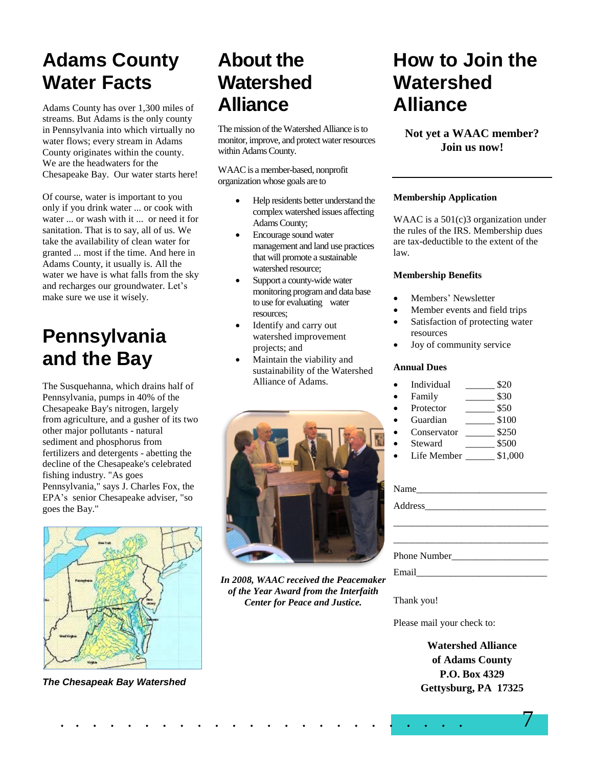# Adams County Water Facts

Adams County has over 1,300 miles of streams. But Adams is the only county in Pennsylvania into which virtually no water flows; every stream in Adams County originates within the county. We are the headwaters for the Chesapeake Bay. Our water starts here!

Of course, water is important to you only if you drink water ... or cook with water ... or wash with it ... or need it for sanitation. That is to say, all of us. We take the availability of clean water for granted ... most if the time. And here in Adams County, it usually is. All the water we have is what falls from the sky and recharges our groundwater. Let's make sure we use it wisely.

# Pennsylvania and the Bay

The Susquehanna, which drains half of Pennsylvania, pumps in 40% of the Chesapeake Bay's nitrogen, largely from agriculture, and a gusher of its two other major pollutants - natural sediment and phosphorus from fertilizers and detergents - abetting the decline of the Chesapeake's celebrated fishing industry. "As goes Pennsylvania," says J. Charles Fox, the EPA's senior Chesapeake adviser, "so goes the Bay."

***The Chesapeake Bay Watershed***

# About the Watershed Alliance

The mission of the Watershed Alliance is to monitor, improve, and protect water resources within Adams County.

WAAC is a member-based, nonprofit organization whose goals are to

- Help residents better understand the complex watershed issues affecting Adams County;
- Encourage sound water management and land use practices that will promote a sustainable watershed resource;
- Support a county-wide water monitoring program and data base to use for evaluating water resources;
- Identify and carry out watershed improvement projects; and
- Maintain the viability and sustainability of the Watershed Alliance of Adams.

***In 2008, WAAC received the Peacemaker of the Year Award from the Interfaith Center for Peace and Justice.***

# How to Join the Watershed Alliance

**Not yet a WAAC member? Join us now!**

---

**Membership Application**

WAAC is a 501(c)3 organization under the rules of the IRS. Membership dues are tax-deductible to the extent of the law.

**Membership Benefits**

- Members' Newsletter
- Member events and field trips
- Satisfaction of protecting water resources
- Joy of community service

**Annual Dues**

- Individual ______ $20
- Family ______ $30
- Protector ______ $50
- Guardian ______ $100
- Conservator ______ $250
- Steward ______ $500
- Life Member ______ $1,000

Name___________________________

Address_________________________

________________________________

________________________________

Phone Number____________________

Email__________________________

Thank you!

Please mail your check to:

**Watershed Alliance**
**of Adams County**
**P.O. Box 4329**
**Gettysburg, PA 17325**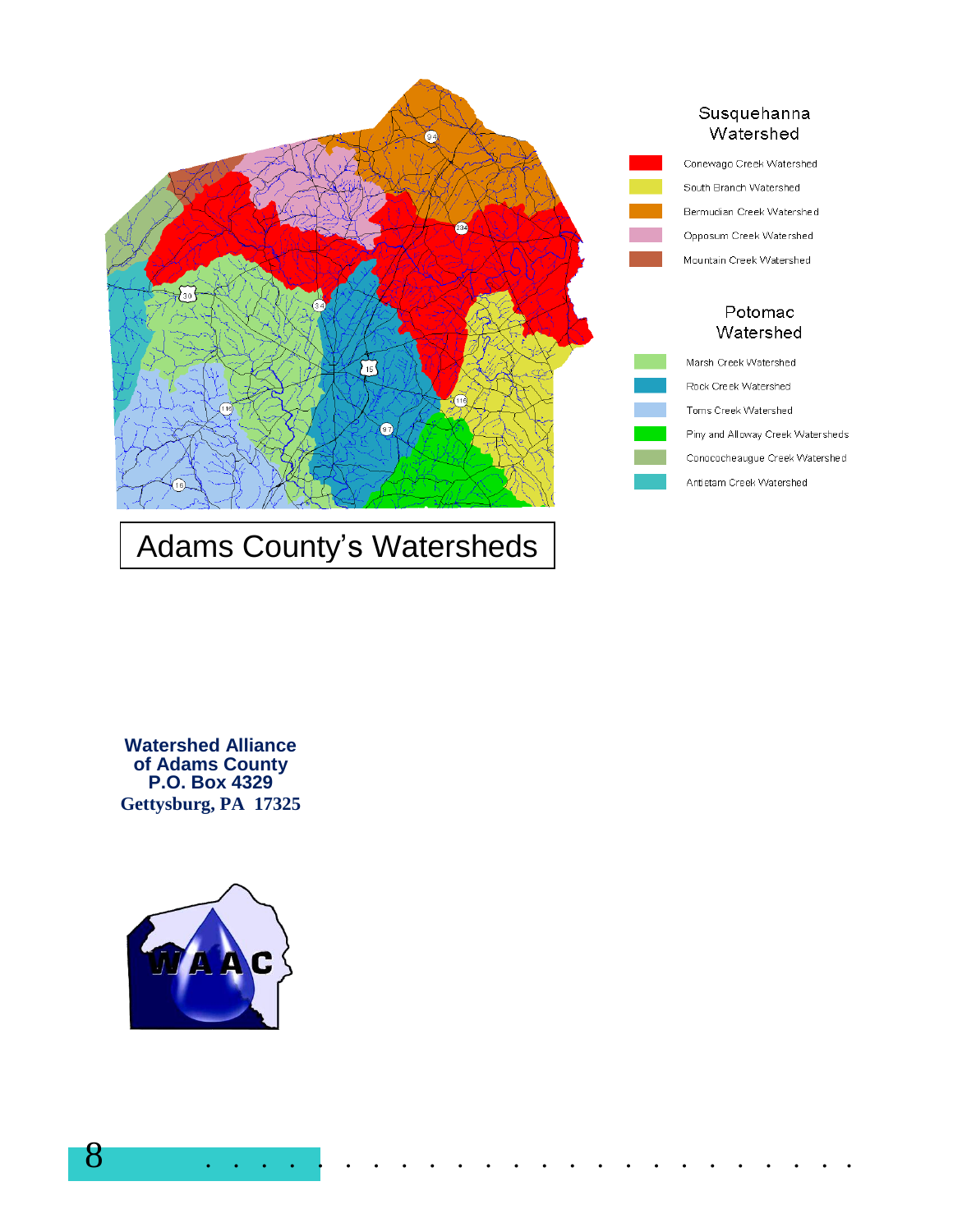Susquehanna Watershed

Conewago Creek Watershed

South Branch Watershed

Bermudian Creek Watershed

Opposum Creek Watershed

Mountain Creek Watershed

Potomac Watershed

Marsh Creek Watershed

Rock Creek Watershed

Toms Creek Watershed

Piny and Alloway Creek Watersheds

Conococheaugue Creek Watershed

Antietam Creek Watershed

# Adams County's Watersheds

**Watershed Alliance of Adams County**
**P.O. Box 4329**
**Gettysburg, PA 17325**

WAAC